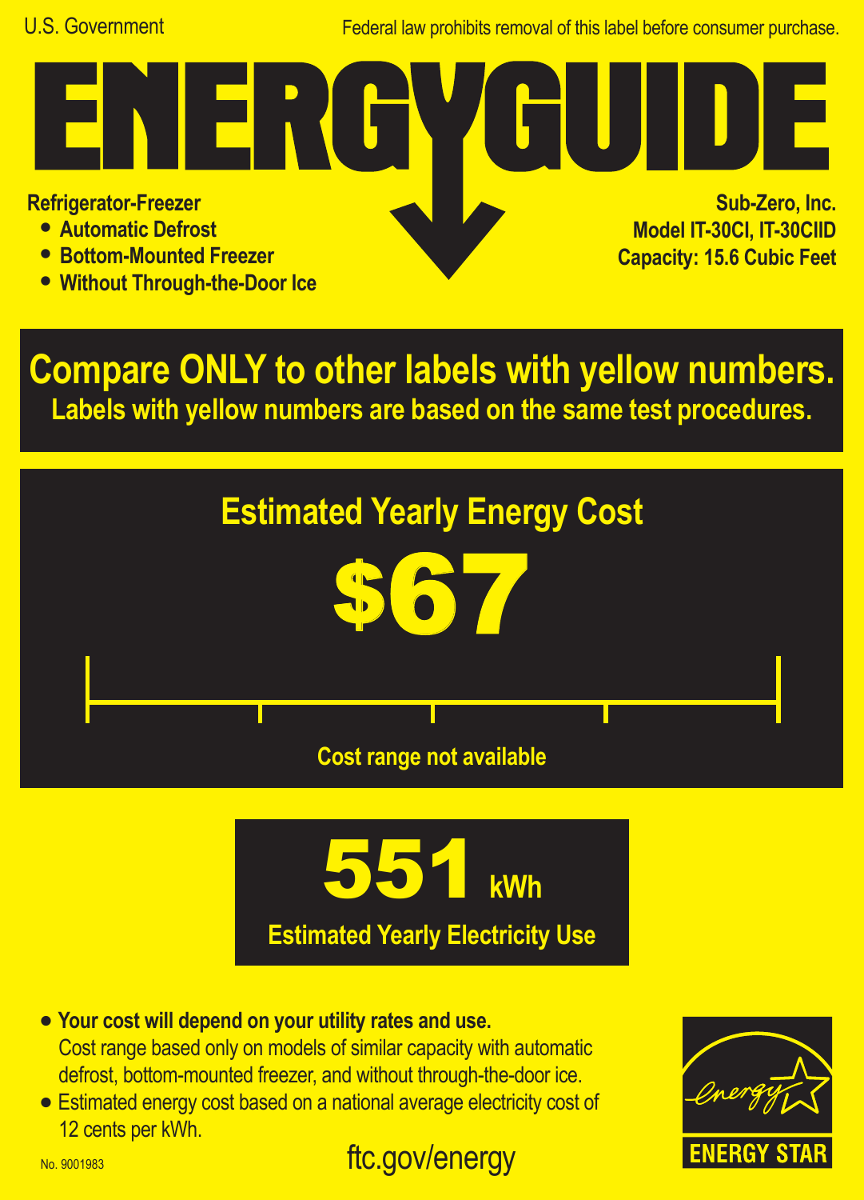U.S. Government

Federal law prohibits removal of this label before consumer purchase.

# ENERGYGUIDE

**Refrigerator-Freezer**
- **Automatic Defrost**
- **Bottom-Mounted Freezer**
- **Without Through-the-Door Ice**

**Sub-Zero, Inc.**
**Model IT-30CI, IT-30CIID**
**Capacity: 15.6 Cubic Feet**

## Compare ONLY to other labels with yellow numbers.

**Labels with yellow numbers are based on the same test procedures.**

## Estimated Yearly Energy Cost

# $67

Cost range not available

# 551 kWh

**Estimated Yearly Electricity Use**

- **Your cost will depend on your utility rates and use.** Cost range based only on models of similar capacity with automatic defrost, bottom-mounted freezer, and without through-the-door ice.
- Estimated energy cost based on a national average electricity cost of 12 cents per kWh.

ftc.gov/energy

ENERGY STAR

No. 9001983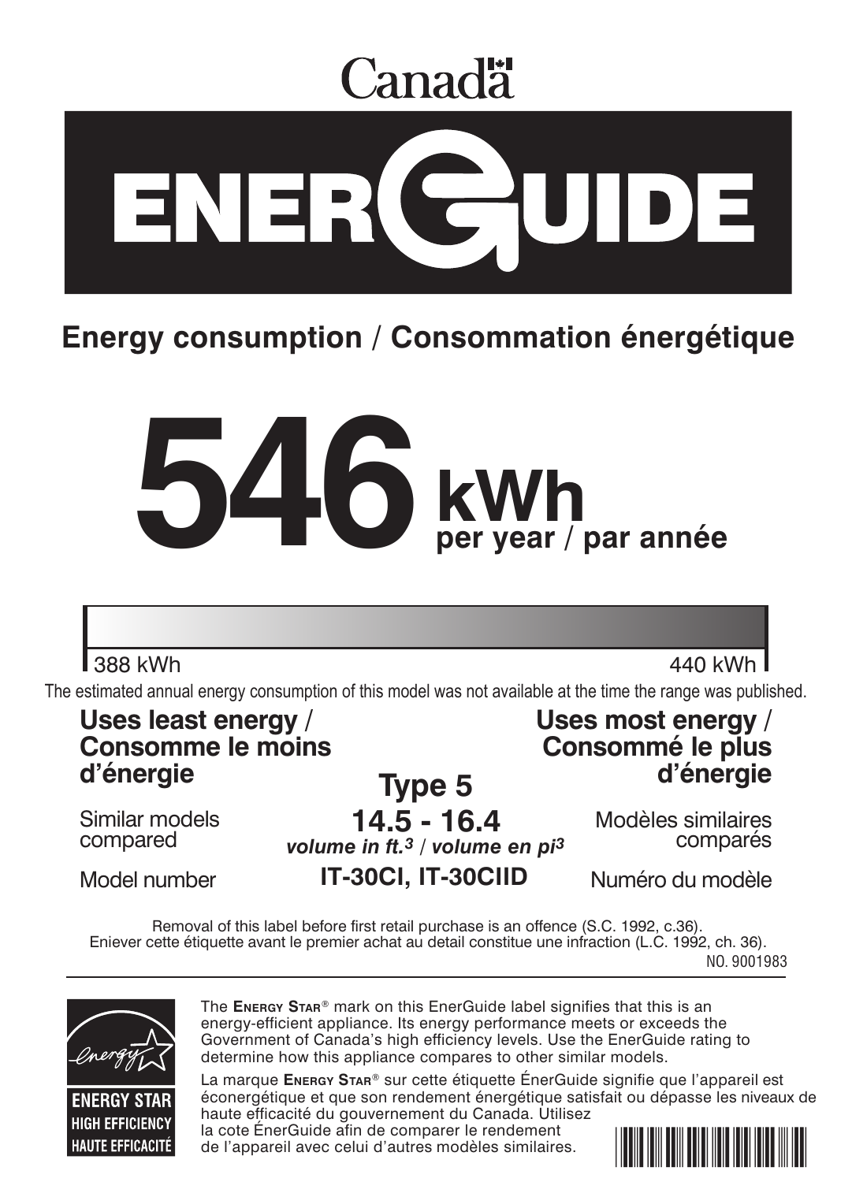Canada

# ENERGUIDE

## Energy consumption / Consommation énergétique

# 546 kWh
**per year / par année**

388 kWh

440 kWh

The estimated annual energy consumption of this model was not available at the time the range was published.

**Uses least energy / Consomme le moins d'énergie**

**Uses most energy / Consommé le plus d'énergie**

**Type 5**

Similar models compared

**14.5 - 16.4**

***volume in ft.$^3$ / volume en pi$^3$***

Modèles similaires comparés

Model number

**IT-30CI, IT-30CIID**

Numéro du modèle

Removal of this label before first retail purchase is an offence (S.C. 1992, c.36).
Eniever cette étiquette avant le premier achat au detail constitue une infraction (L.C. 1992, ch. 36).

NO. 9001983

ENERGY STAR
HIGH EFFICIENCY
HAUTE EFFICACITÉ

The **ENERGY STAR**® mark on this EnerGuide label signifies that this is an energy-efficient appliance. Its energy performance meets or exceeds the Government of Canada's high efficiency levels. Use the EnerGuide rating to determine how this appliance compares to other similar models.

La marque **ENERGY STAR**® sur cette étiquette ÉnerGuide signifie que l'appareil est éconergétique et que son rendement énergétique satisfait ou dépasse les niveaux de haute efficacité du gouvernement du Canada. Utilisez la cote ÉnerGuide afin de comparer le rendement de l'appareil avec celui d'autres modèles similaires.